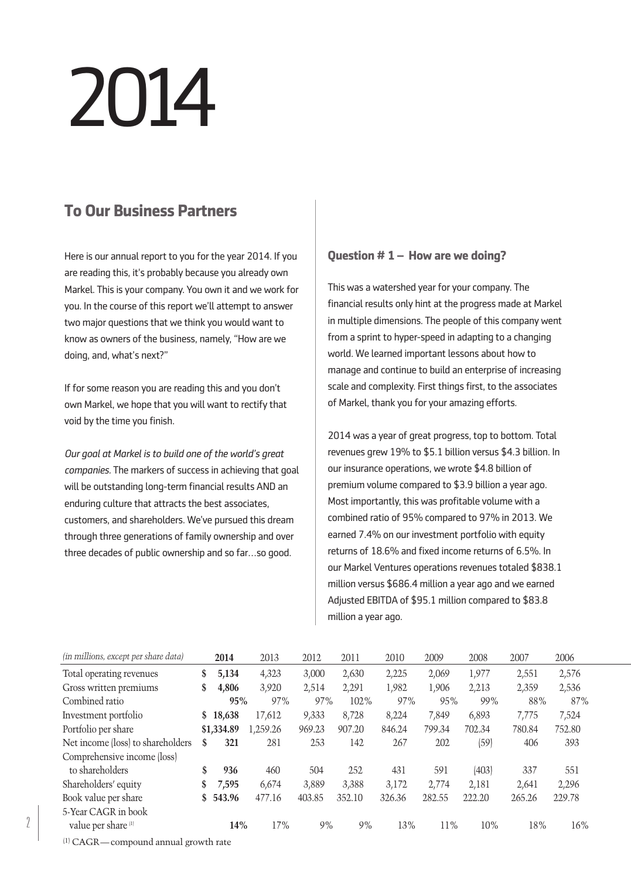# 2014

## To Our Business Partners

Here is our annual report to you for the year 2014. If you are reading this, it's probably because you already own Markel. This is your company. You own it and we work for you. In the course of this report we'll attempt to answer two major questions that we think you would want to know as owners of the business, namely, "How are we doing, and, what's next?"

If for some reason you are reading this and you don't own Markel, we hope that you will want to rectify that void by the time you finish.

*Our goal at Markel is to build one of the world's great companies.* The markers of success in achieving that goal will be outstanding long-term financial results AND an enduring culture that attracts the best associates, customers, and shareholders. We've pursued this dream through three generations of family ownership and over three decades of public ownership and so far…so good.

### Question # 1 – How are we doing?

This was a watershed year for your company. The financial results only hint at the progress made at Markel in multiple dimensions. The people of this company went from a sprint to hyper-speed in adapting to a changing world. We learned important lessons about how to manage and continue to build an enterprise of increasing scale and complexity. First things first, to the associates of Markel, thank you for your amazing efforts.

2014 was a year of great progress, top to bottom. Total revenues grew 19% to $5.1 billion versus $4.3 billion. In our insurance operations, we wrote $4.8 billion of premium volume compared to $3.9 billion a year ago. Most importantly, this was profitable volume with a combined ratio of 95% compared to 97% in 2013. We earned 7.4% on our investment portfolio with equity returns of 18.6% and fixed income returns of 6.5%. In our Markel Ventures operations revenues totaled $838.1 million versus $686.4 million a year ago and we earned Adjusted EBITDA of $95.1 million compared to $83.8 million a year ago.

| *(in millions, except per share data)* | **2014** | 2013 | 2012 | 2011 | 2010 | 2009 | 2008 | 2007 | 2006 |
|---|---|---|---|---|---|---|---|---|---|
| Total operating revenues | **$ 5,134** | 4,323 | 3,000 | 2,630 | 2,225 | 2,069 | 1,977 | 2,551 | 2,576 |
| Gross written premiums | **$ 4,806** | 3,920 | 2,514 | 2,291 | 1,982 | 1,906 | 2,213 | 2,359 | 2,536 |
| Combined ratio | **95%** | 97% | 97% | 102% | 97% | 95% | 99% | 88% | 87% |
| Investment portfolio | **$ 18,638** | 17,612 | 9,333 | 8,728 | 8,224 | 7,849 | 6,893 | 7,775 | 7,524 |
| Portfolio per share | **$1,334.89** | 1,259.26 | 969.23 | 907.20 | 846.24 | 799.34 | 702.34 | 780.84 | 752.80 |
| Net income (loss) to shareholders | **$ 321** | 281 | 253 | 142 | 267 | 202 | (59) | 406 | 393 |
| Comprehensive income (loss) to shareholders | **$ 936** | 460 | 504 | 252 | 431 | 591 | (403) | 337 | 551 |
| Shareholders' equity | **$ 7,595** | 6,674 | 3,889 | 3,388 | 3,172 | 2,774 | 2,181 | 2,641 | 2,296 |
| Book value per share | **$ 543.96** | 477.16 | 403.85 | 352.10 | 326.36 | 282.55 | 222.20 | 265.26 | 229.78 |
| 5-Year CAGR in book value per share [1] | **14%** | 17% | 9% | 9% | 13% | 11% | 10% | 18% | 16% |

[1] CAGR—compound annual growth rate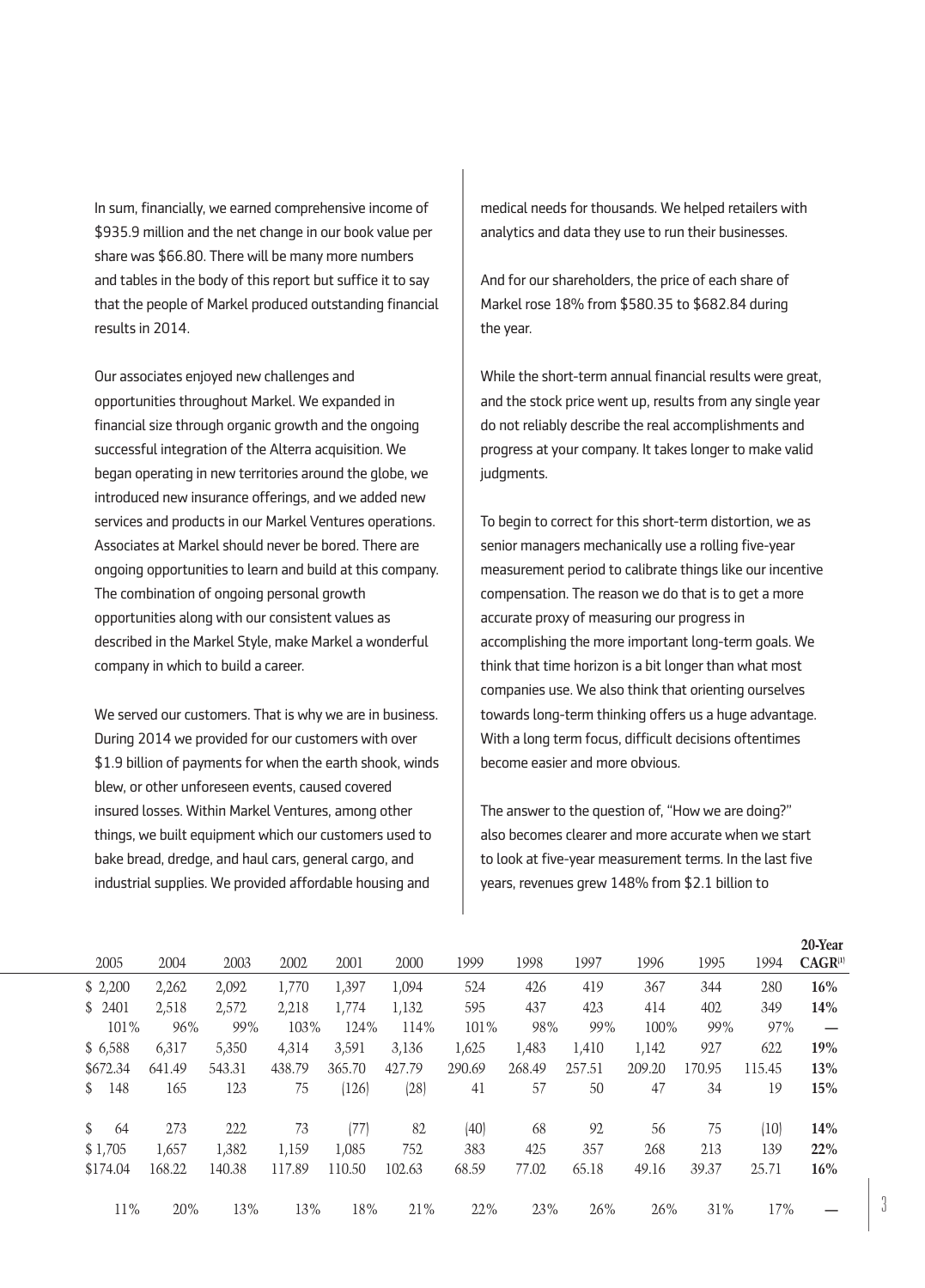In sum, financially, we earned comprehensive income of $935.9 million and the net change in our book value per share was $66.80. There will be many more numbers and tables in the body of this report but suffice it to say that the people of Markel produced outstanding financial results in 2014.

Our associates enjoyed new challenges and opportunities throughout Markel. We expanded in financial size through organic growth and the ongoing successful integration of the Alterra acquisition. We began operating in new territories around the globe, we introduced new insurance offerings, and we added new services and products in our Markel Ventures operations. Associates at Markel should never be bored. There are ongoing opportunities to learn and build at this company. The combination of ongoing personal growth opportunities along with our consistent values as described in the Markel Style, make Markel a wonderful company in which to build a career.

We served our customers. That is why we are in business. During 2014 we provided for our customers with over $1.9 billion of payments for when the earth shook, winds blew, or other unforeseen events, caused covered insured losses. Within Markel Ventures, among other things, we built equipment which our customers used to bake bread, dredge, and haul cars, general cargo, and industrial supplies. We provided affordable housing and medical needs for thousands. We helped retailers with analytics and data they use to run their businesses.

And for our shareholders, the price of each share of Markel rose 18% from $580.35 to $682.84 during the year.

While the short-term annual financial results were great, and the stock price went up, results from any single year do not reliably describe the real accomplishments and progress at your company. It takes longer to make valid judgments.

To begin to correct for this short-term distortion, we as senior managers mechanically use a rolling five-year measurement period to calibrate things like our incentive compensation. The reason we do that is to get a more accurate proxy of measuring our progress in accomplishing the more important long-term goals. We think that time horizon is a bit longer than what most companies use. We also think that orienting ourselves towards long-term thinking offers us a huge advantage. With a long term focus, difficult decisions oftentimes become easier and more obvious.

The answer to the question of, "How we are doing?" also becomes clearer and more accurate when we start to look at five-year measurement terms. In the last five years, revenues grew 148% from $2.1 billion to

| 2005 | 2004 | 2003 | 2002 | 2001 | 2000 | 1999 | 1998 | 1997 | 1996 | 1995 | 1994 | **20-Year CAGR[1]** |
|---|---|---|---|---|---|---|---|---|---|---|---|---|
| $ 2,200 | 2,262 | 2,092 | 1,770 | 1,397 | 1,094 | 524 | 426 | 419 | 367 | 344 | 280 | **16%** |
| $ 2401 | 2,518 | 2,572 | 2,218 | 1,774 | 1,132 | 595 | 437 | 423 | 414 | 402 | 349 | **14%** |
| 101% | 96% | 99% | 103% | 124% | 114% | 101% | 98% | 99% | 100% | 99% | 97% | **—** |
| $ 6,588 | 6,317 | 5,350 | 4,314 | 3,591 | 3,136 | 1,625 | 1,483 | 1,410 | 1,142 | 927 | 622 | **19%** |
| $672.34 | 641.49 | 543.31 | 438.79 | 365.70 | 427.79 | 290.69 | 268.49 | 257.51 | 209.20 | 170.95 | 115.45 | **13%** |
| $ 148 | 165 | 123 | 75 | (126) | (28) | 41 | 57 | 50 | 47 | 34 | 19 | **15%** |
| | | | | | | | | | | | | |
| $ 64 | 273 | 222 | 73 | (77) | 82 | (40) | 68 | 92 | 56 | 75 | (10) | **14%** |
| $ 1,705 | 1,657 | 1,382 | 1,159 | 1,085 | 752 | 383 | 425 | 357 | 268 | 213 | 139 | **22%** |
| $174.04 | 168.22 | 140.38 | 117.89 | 110.50 | 102.63 | 68.59 | 77.02 | 65.18 | 49.16 | 39.37 | 25.71 | **16%** |
| | | | | | | | | | | | | |
| 11% | 20% | 13% | 13% | 18% | 21% | 22% | 23% | 26% | 26% | 31% | 17% | **—** |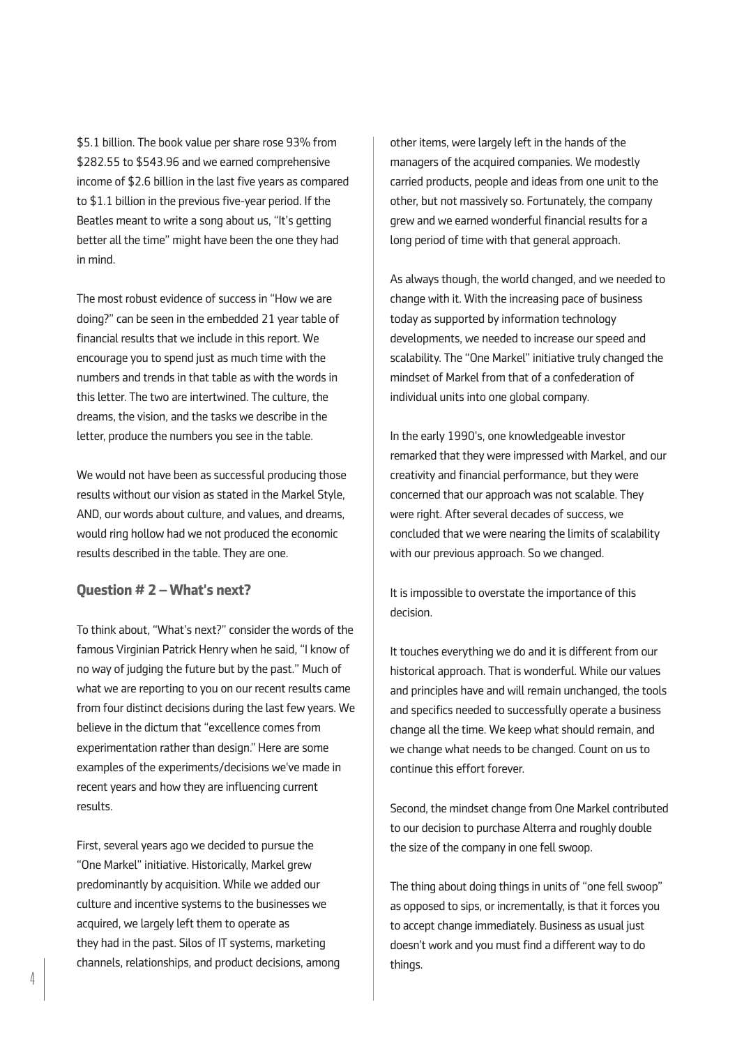$5.1 billion. The book value per share rose 93% from $282.55 to $543.96 and we earned comprehensive income of $2.6 billion in the last five years as compared to $1.1 billion in the previous five-year period. If the Beatles meant to write a song about us, "It's getting better all the time" might have been the one they had in mind.

The most robust evidence of success in "How we are doing?" can be seen in the embedded 21 year table of financial results that we include in this report. We encourage you to spend just as much time with the numbers and trends in that table as with the words in this letter. The two are intertwined. The culture, the dreams, the vision, and the tasks we describe in the letter, produce the numbers you see in the table.

We would not have been as successful producing those results without our vision as stated in the Markel Style, AND, our words about culture, and values, and dreams, would ring hollow had we not produced the economic results described in the table. They are one.

### Question # 2 – What's next?

To think about, "What's next?" consider the words of the famous Virginian Patrick Henry when he said, "I know of no way of judging the future but by the past." Much of what we are reporting to you on our recent results came from four distinct decisions during the last few years. We believe in the dictum that "excellence comes from experimentation rather than design." Here are some examples of the experiments/decisions we've made in recent years and how they are influencing current results.

First, several years ago we decided to pursue the "One Markel" initiative. Historically, Markel grew predominantly by acquisition. While we added our culture and incentive systems to the businesses we acquired, we largely left them to operate as they had in the past. Silos of IT systems, marketing channels, relationships, and product decisions, among other items, were largely left in the hands of the managers of the acquired companies. We modestly carried products, people and ideas from one unit to the other, but not massively so. Fortunately, the company grew and we earned wonderful financial results for a long period of time with that general approach.

As always though, the world changed, and we needed to change with it. With the increasing pace of business today as supported by information technology developments, we needed to increase our speed and scalability. The "One Markel" initiative truly changed the mindset of Markel from that of a confederation of individual units into one global company.

In the early 1990's, one knowledgeable investor remarked that they were impressed with Markel, and our creativity and financial performance, but they were concerned that our approach was not scalable. They were right. After several decades of success, we concluded that we were nearing the limits of scalability with our previous approach. So we changed.

It is impossible to overstate the importance of this decision.

It touches everything we do and it is different from our historical approach. That is wonderful. While our values and principles have and will remain unchanged, the tools and specifics needed to successfully operate a business change all the time. We keep what should remain, and we change what needs to be changed. Count on us to continue this effort forever.

Second, the mindset change from One Markel contributed to our decision to purchase Alterra and roughly double the size of the company in one fell swoop.

The thing about doing things in units of "one fell swoop" as opposed to sips, or incrementally, is that it forces you to accept change immediately. Business as usual just doesn't work and you must find a different way to do things.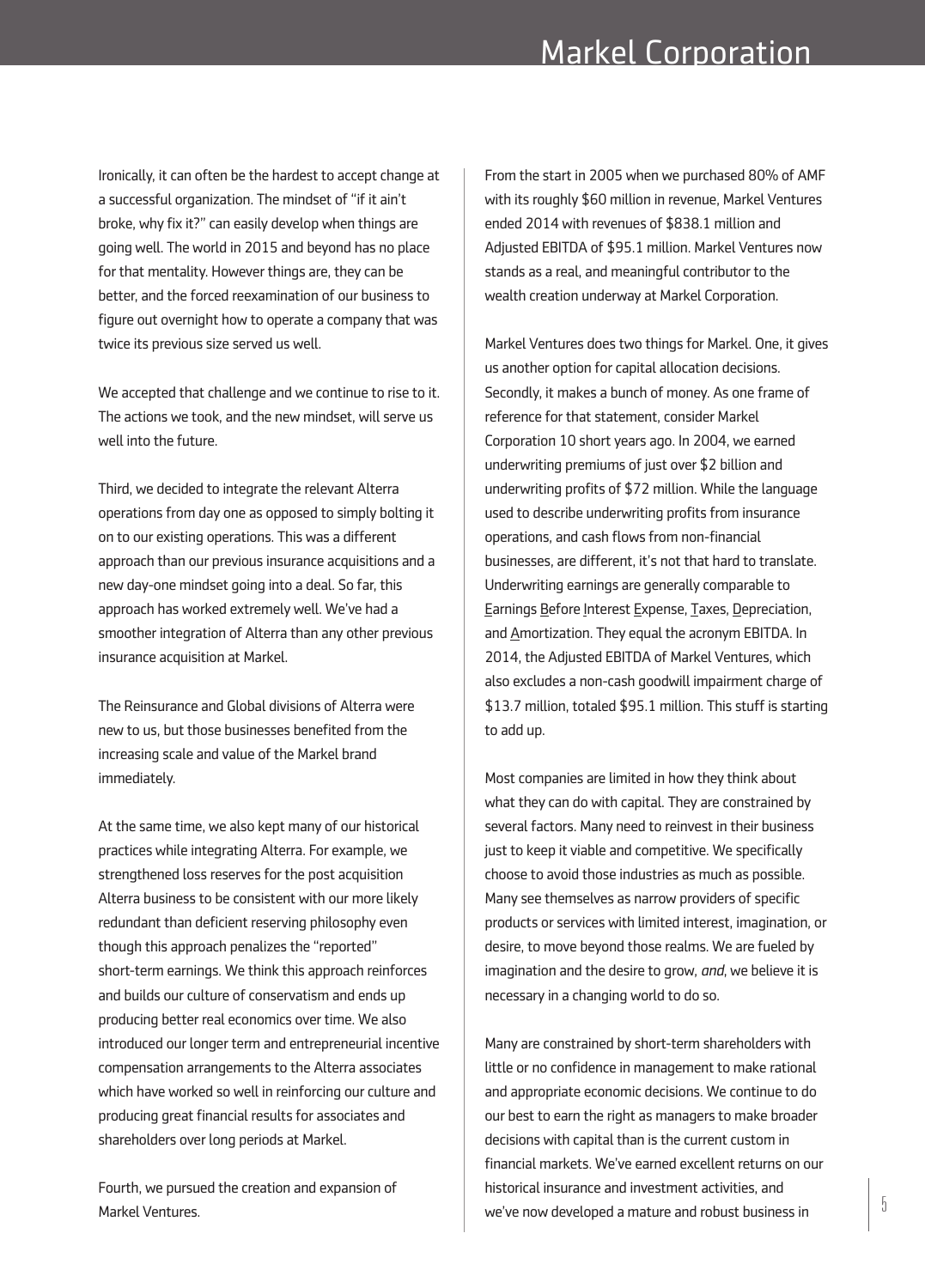Ironically, it can often be the hardest to accept change at a successful organization. The mindset of "if it ain't broke, why fix it?" can easily develop when things are going well. The world in 2015 and beyond has no place for that mentality. However things are, they can be better, and the forced reexamination of our business to figure out overnight how to operate a company that was twice its previous size served us well.

We accepted that challenge and we continue to rise to it. The actions we took, and the new mindset, will serve us well into the future.

Third, we decided to integrate the relevant Alterra operations from day one as opposed to simply bolting it on to our existing operations. This was a different approach than our previous insurance acquisitions and a new day-one mindset going into a deal. So far, this approach has worked extremely well. We've had a smoother integration of Alterra than any other previous insurance acquisition at Markel.

The Reinsurance and Global divisions of Alterra were new to us, but those businesses benefited from the increasing scale and value of the Markel brand immediately.

At the same time, we also kept many of our historical practices while integrating Alterra. For example, we strengthened loss reserves for the post acquisition Alterra business to be consistent with our more likely redundant than deficient reserving philosophy even though this approach penalizes the "reported" short-term earnings. We think this approach reinforces and builds our culture of conservatism and ends up producing better real economics over time. We also introduced our longer term and entrepreneurial incentive compensation arrangements to the Alterra associates which have worked so well in reinforcing our culture and producing great financial results for associates and shareholders over long periods at Markel.

Fourth, we pursued the creation and expansion of Markel Ventures.

From the start in 2005 when we purchased 80% of AMF with its roughly $60 million in revenue, Markel Ventures ended 2014 with revenues of $838.1 million and Adjusted EBITDA of $95.1 million. Markel Ventures now stands as a real, and meaningful contributor to the wealth creation underway at Markel Corporation.

Markel Ventures does two things for Markel. One, it gives us another option for capital allocation decisions. Secondly, it makes a bunch of money. As one frame of reference for that statement, consider Markel Corporation 10 short years ago. In 2004, we earned underwriting premiums of just over $2 billion and underwriting profits of $72 million. While the language used to describe underwriting profits from insurance operations, and cash flows from non-financial businesses, are different, it's not that hard to translate. Underwriting earnings are generally comparable to <u>E</u>arnings <u>B</u>efore <u>I</u>nterest <u>E</u>xpense, <u>T</u>axes, <u>D</u>epreciation, and <u>A</u>mortization. They equal the acronym EBITDA. In 2014, the Adjusted EBITDA of Markel Ventures, which also excludes a non-cash goodwill impairment charge of $13.7 million, totaled $95.1 million. This stuff is starting to add up.

Most companies are limited in how they think about what they can do with capital. They are constrained by several factors. Many need to reinvest in their business just to keep it viable and competitive. We specifically choose to avoid those industries as much as possible. Many see themselves as narrow providers of specific products or services with limited interest, imagination, or desire, to move beyond those realms. We are fueled by imagination and the desire to grow, *and*, we believe it is necessary in a changing world to do so.

Many are constrained by short-term shareholders with little or no confidence in management to make rational and appropriate economic decisions. We continue to do our best to earn the right as managers to make broader decisions with capital than is the current custom in financial markets. We've earned excellent returns on our historical insurance and investment activities, and we've now developed a mature and robust business in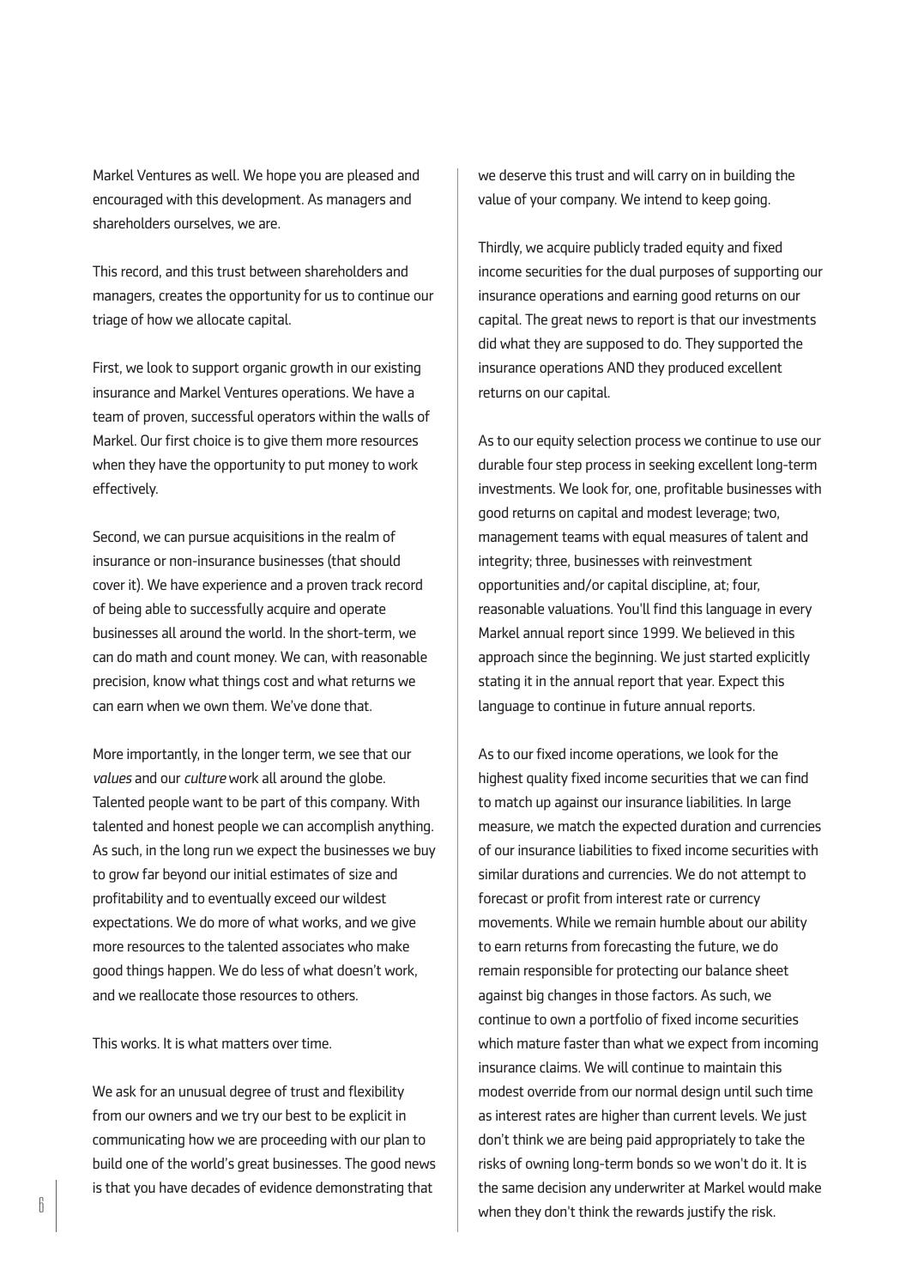Markel Ventures as well. We hope you are pleased and encouraged with this development. As managers and shareholders ourselves, we are.

This record, and this trust between shareholders and managers, creates the opportunity for us to continue our triage of how we allocate capital.

First, we look to support organic growth in our existing insurance and Markel Ventures operations. We have a team of proven, successful operators within the walls of Markel. Our first choice is to give them more resources when they have the opportunity to put money to work effectively.

Second, we can pursue acquisitions in the realm of insurance or non-insurance businesses (that should cover it). We have experience and a proven track record of being able to successfully acquire and operate businesses all around the world. In the short-term, we can do math and count money. We can, with reasonable precision, know what things cost and what returns we can earn when we own them. We've done that.

More importantly, in the longer term, we see that our *values* and our *culture* work all around the globe. Talented people want to be part of this company. With talented and honest people we can accomplish anything. As such, in the long run we expect the businesses we buy to grow far beyond our initial estimates of size and profitability and to eventually exceed our wildest expectations. We do more of what works, and we give more resources to the talented associates who make good things happen. We do less of what doesn't work, and we reallocate those resources to others.

This works. It is what matters over time.

We ask for an unusual degree of trust and flexibility from our owners and we try our best to be explicit in communicating how we are proceeding with our plan to build one of the world's great businesses. The good news is that you have decades of evidence demonstrating that we deserve this trust and will carry on in building the value of your company. We intend to keep going.

Thirdly, we acquire publicly traded equity and fixed income securities for the dual purposes of supporting our insurance operations and earning good returns on our capital. The great news to report is that our investments did what they are supposed to do. They supported the insurance operations AND they produced excellent returns on our capital.

As to our equity selection process we continue to use our durable four step process in seeking excellent long-term investments. We look for, one, profitable businesses with good returns on capital and modest leverage; two, management teams with equal measures of talent and integrity; three, businesses with reinvestment opportunities and/or capital discipline, at; four, reasonable valuations. You'll find this language in every Markel annual report since 1999. We believed in this approach since the beginning. We just started explicitly stating it in the annual report that year. Expect this language to continue in future annual reports.

As to our fixed income operations, we look for the highest quality fixed income securities that we can find to match up against our insurance liabilities. In large measure, we match the expected duration and currencies of our insurance liabilities to fixed income securities with similar durations and currencies. We do not attempt to forecast or profit from interest rate or currency movements. While we remain humble about our ability to earn returns from forecasting the future, we do remain responsible for protecting our balance sheet against big changes in those factors. As such, we continue to own a portfolio of fixed income securities which mature faster than what we expect from incoming insurance claims. We will continue to maintain this modest override from our normal design until such time as interest rates are higher than current levels. We just don't think we are being paid appropriately to take the risks of owning long-term bonds so we won't do it. It is the same decision any underwriter at Markel would make when they don't think the rewards justify the risk.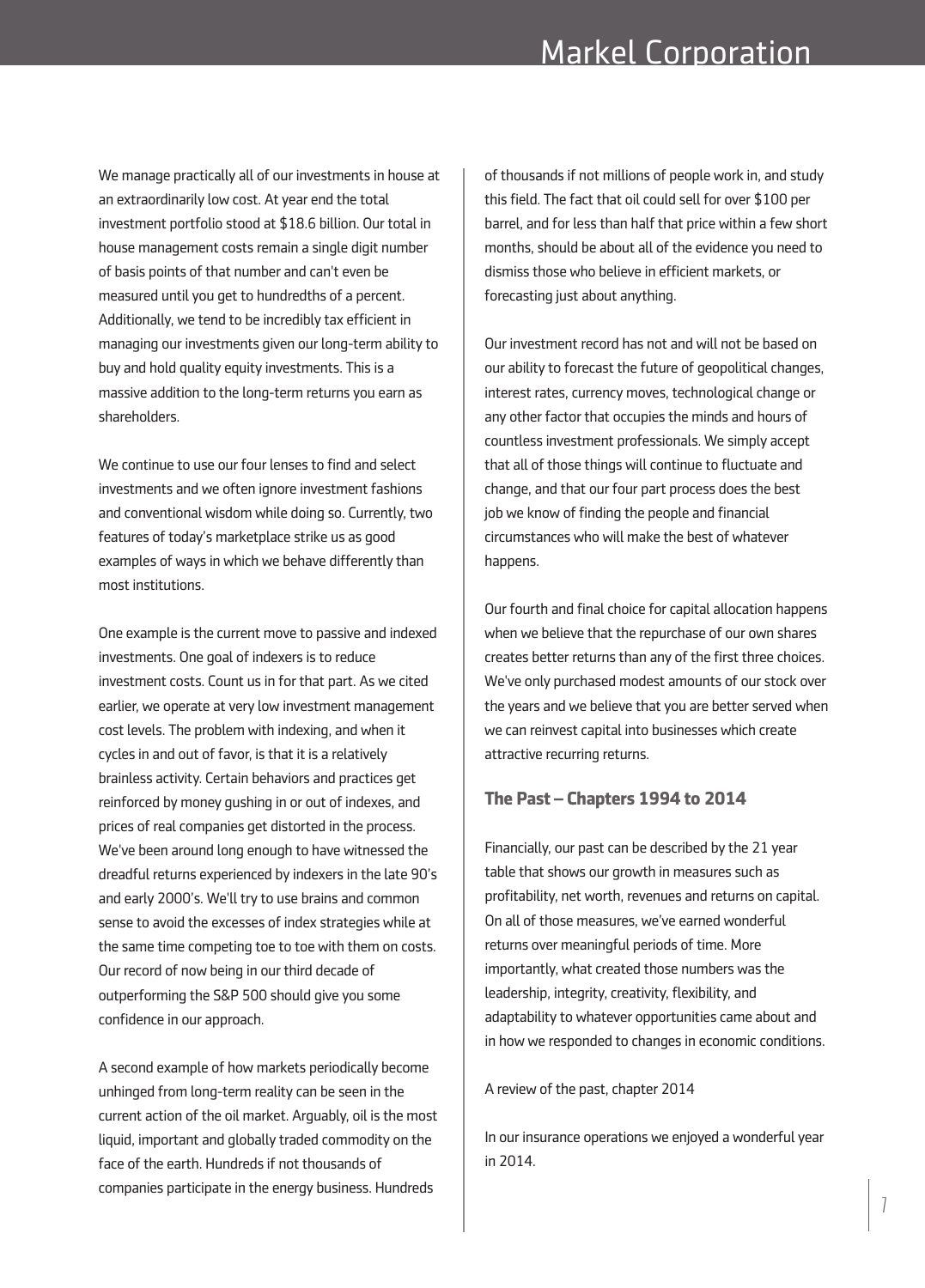We manage practically all of our investments in house at an extraordinarily low cost. At year end the total investment portfolio stood at $18.6 billion. Our total in house management costs remain a single digit number of basis points of that number and can't even be measured until you get to hundredths of a percent. Additionally, we tend to be incredibly tax efficient in managing our investments given our long-term ability to buy and hold quality equity investments. This is a massive addition to the long-term returns you earn as shareholders.

We continue to use our four lenses to find and select investments and we often ignore investment fashions and conventional wisdom while doing so. Currently, two features of today's marketplace strike us as good examples of ways in which we behave differently than most institutions.

One example is the current move to passive and indexed investments. One goal of indexers is to reduce investment costs. Count us in for that part. As we cited earlier, we operate at very low investment management cost levels. The problem with indexing, and when it cycles in and out of favor, is that it is a relatively brainless activity. Certain behaviors and practices get reinforced by money gushing in or out of indexes, and prices of real companies get distorted in the process. We've been around long enough to have witnessed the dreadful returns experienced by indexers in the late 90's and early 2000's. We'll try to use brains and common sense to avoid the excesses of index strategies while at the same time competing toe to toe with them on costs. Our record of now being in our third decade of outperforming the S&P 500 should give you some confidence in our approach.

A second example of how markets periodically become unhinged from long-term reality can be seen in the current action of the oil market. Arguably, oil is the most liquid, important and globally traded commodity on the face of the earth. Hundreds if not thousands of companies participate in the energy business. Hundreds of thousands if not millions of people work in, and study this field. The fact that oil could sell for over $100 per barrel, and for less than half that price within a few short months, should be about all of the evidence you need to dismiss those who believe in efficient markets, or forecasting just about anything.

Our investment record has not and will not be based on our ability to forecast the future of geopolitical changes, interest rates, currency moves, technological change or any other factor that occupies the minds and hours of countless investment professionals. We simply accept that all of those things will continue to fluctuate and change, and that our four part process does the best job we know of finding the people and financial circumstances who will make the best of whatever happens.

Our fourth and final choice for capital allocation happens when we believe that the repurchase of our own shares creates better returns than any of the first three choices. We've only purchased modest amounts of our stock over the years and we believe that you are better served when we can reinvest capital into businesses which create attractive recurring returns.

### The Past – Chapters 1994 to 2014

Financially, our past can be described by the 21 year table that shows our growth in measures such as profitability, net worth, revenues and returns on capital. On all of those measures, we've earned wonderful returns over meaningful periods of time. More importantly, what created those numbers was the leadership, integrity, creativity, flexibility, and adaptability to whatever opportunities came about and in how we responded to changes in economic conditions.

A review of the past, chapter 2014

In our insurance operations we enjoyed a wonderful year in 2014.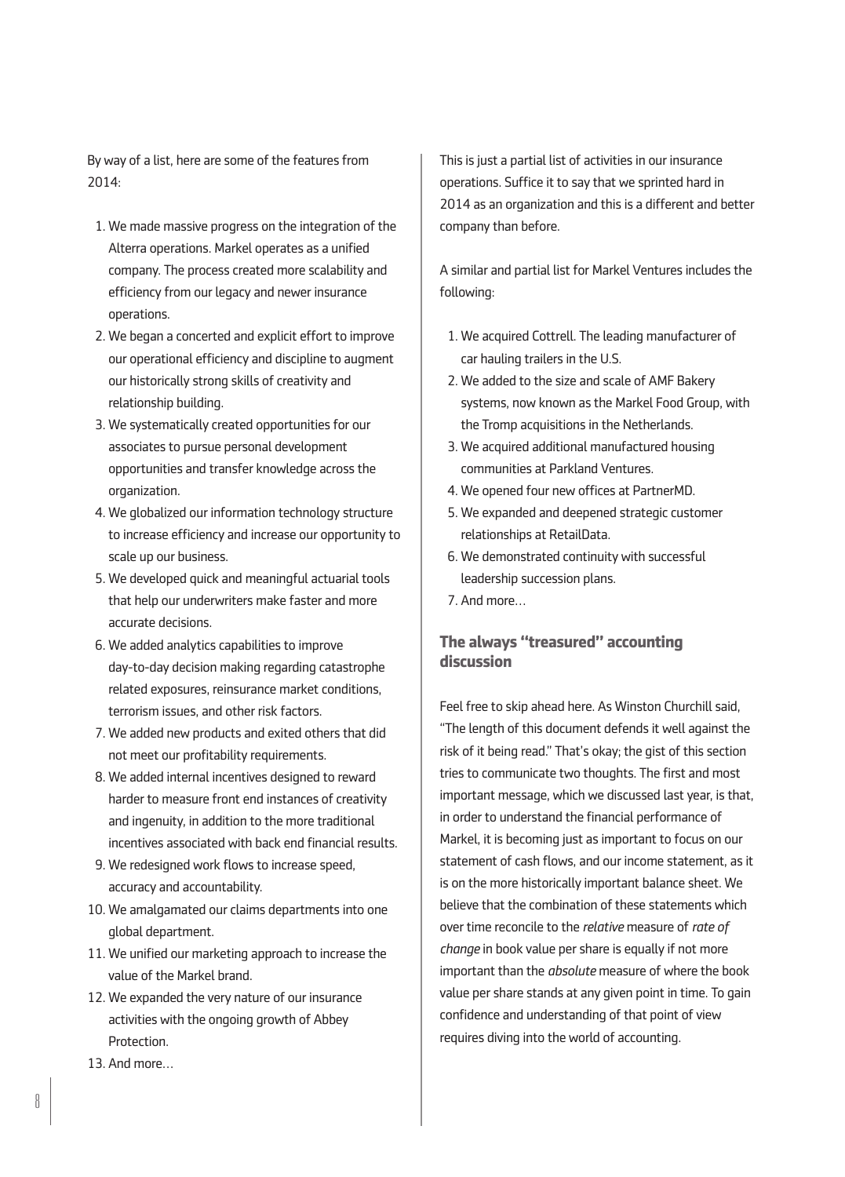By way of a list, here are some of the features from 2014:

1. We made massive progress on the integration of the Alterra operations. Markel operates as a unified company. The process created more scalability and efficiency from our legacy and newer insurance operations.
2. We began a concerted and explicit effort to improve our operational efficiency and discipline to augment our historically strong skills of creativity and relationship building.
3. We systematically created opportunities for our associates to pursue personal development opportunities and transfer knowledge across the organization.
4. We globalized our information technology structure to increase efficiency and increase our opportunity to scale up our business.
5. We developed quick and meaningful actuarial tools that help our underwriters make faster and more accurate decisions.
6. We added analytics capabilities to improve day-to-day decision making regarding catastrophe related exposures, reinsurance market conditions, terrorism issues, and other risk factors.
7. We added new products and exited others that did not meet our profitability requirements.
8. We added internal incentives designed to reward harder to measure front end instances of creativity and ingenuity, in addition to the more traditional incentives associated with back end financial results.
9. We redesigned work flows to increase speed, accuracy and accountability.
10. We amalgamated our claims departments into one global department.
11. We unified our marketing approach to increase the value of the Markel brand.
12. We expanded the very nature of our insurance activities with the ongoing growth of Abbey Protection.
13. And more…

This is just a partial list of activities in our insurance operations. Suffice it to say that we sprinted hard in 2014 as an organization and this is a different and better company than before.

A similar and partial list for Markel Ventures includes the following:

1. We acquired Cottrell. The leading manufacturer of car hauling trailers in the U.S.
2. We added to the size and scale of AMF Bakery systems, now known as the Markel Food Group, with the Tromp acquisitions in the Netherlands.
3. We acquired additional manufactured housing communities at Parkland Ventures.
4. We opened four new offices at PartnerMD.
5. We expanded and deepened strategic customer relationships at RetailData.
6. We demonstrated continuity with successful leadership succession plans.
7. And more…

## The always "treasured" accounting discussion

Feel free to skip ahead here. As Winston Churchill said, "The length of this document defends it well against the risk of it being read." That's okay; the gist of this section tries to communicate two thoughts. The first and most important message, which we discussed last year, is that, in order to understand the financial performance of Markel, it is becoming just as important to focus on our statement of cash flows, and our income statement, as it is on the more historically important balance sheet. We believe that the combination of these statements which over time reconcile to the *relative* measure of *rate of change* in book value per share is equally if not more important than the *absolute* measure of where the book value per share stands at any given point in time. To gain confidence and understanding of that point of view requires diving into the world of accounting.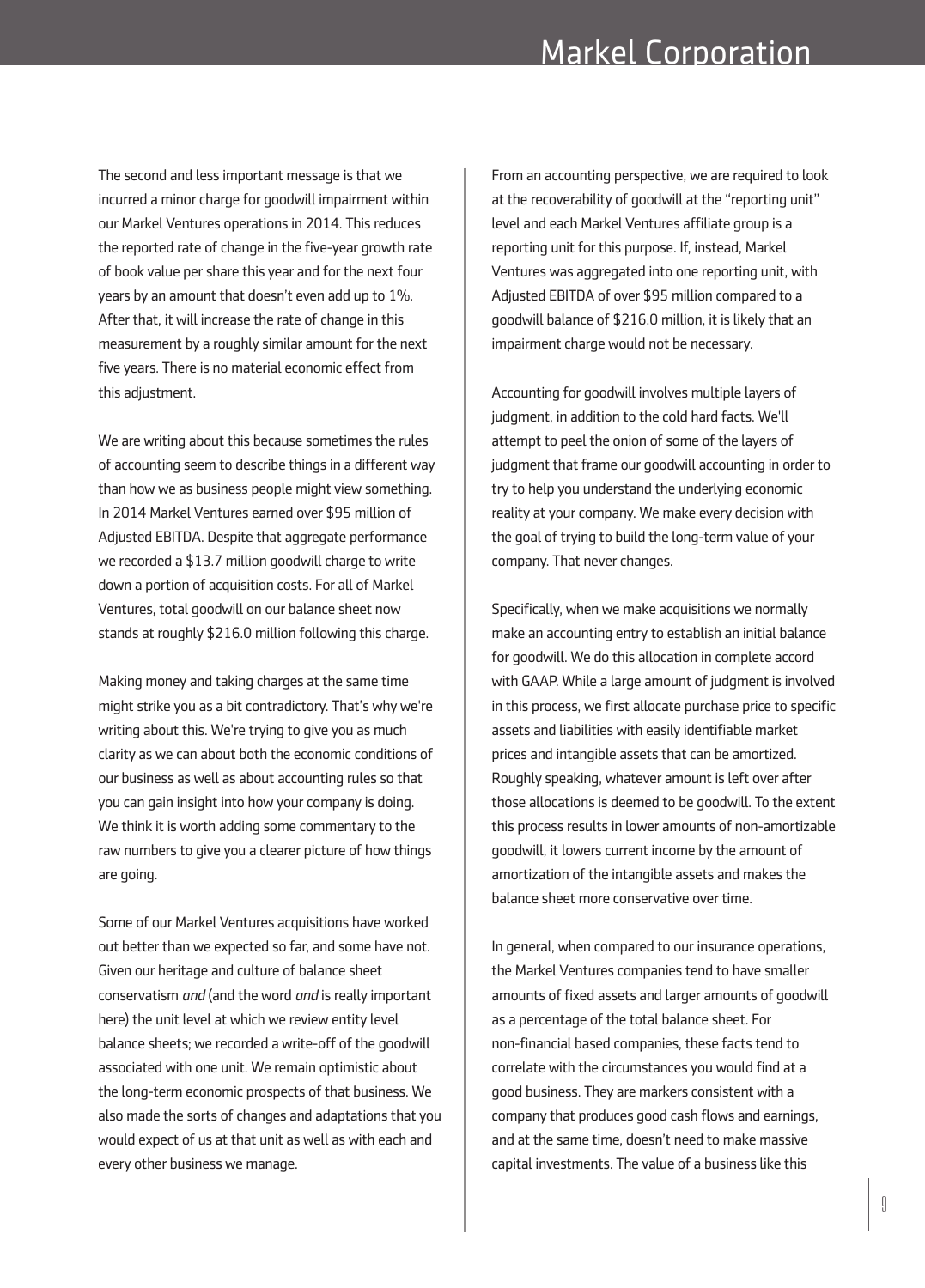The second and less important message is that we incurred a minor charge for goodwill impairment within our Markel Ventures operations in 2014. This reduces the reported rate of change in the five-year growth rate of book value per share this year and for the next four years by an amount that doesn't even add up to 1%. After that, it will increase the rate of change in this measurement by a roughly similar amount for the next five years. There is no material economic effect from this adjustment.

We are writing about this because sometimes the rules of accounting seem to describe things in a different way than how we as business people might view something. In 2014 Markel Ventures earned over $95 million of Adjusted EBITDA. Despite that aggregate performance we recorded a $13.7 million goodwill charge to write down a portion of acquisition costs. For all of Markel Ventures, total goodwill on our balance sheet now stands at roughly $216.0 million following this charge.

Making money and taking charges at the same time might strike you as a bit contradictory. That's why we're writing about this. We're trying to give you as much clarity as we can about both the economic conditions of our business as well as about accounting rules so that you can gain insight into how your company is doing. We think it is worth adding some commentary to the raw numbers to give you a clearer picture of how things are going.

Some of our Markel Ventures acquisitions have worked out better than we expected so far, and some have not. Given our heritage and culture of balance sheet conservatism *and* (and the word *and* is really important here) the unit level at which we review entity level balance sheets; we recorded a write-off of the goodwill associated with one unit. We remain optimistic about the long-term economic prospects of that business. We also made the sorts of changes and adaptations that you would expect of us at that unit as well as with each and every other business we manage.

From an accounting perspective, we are required to look at the recoverability of goodwill at the "reporting unit" level and each Markel Ventures affiliate group is a reporting unit for this purpose. If, instead, Markel Ventures was aggregated into one reporting unit, with Adjusted EBITDA of over $95 million compared to a goodwill balance of $216.0 million, it is likely that an impairment charge would not be necessary.

Accounting for goodwill involves multiple layers of judgment, in addition to the cold hard facts. We'll attempt to peel the onion of some of the layers of judgment that frame our goodwill accounting in order to try to help you understand the underlying economic reality at your company. We make every decision with the goal of trying to build the long-term value of your company. That never changes.

Specifically, when we make acquisitions we normally make an accounting entry to establish an initial balance for goodwill. We do this allocation in complete accord with GAAP. While a large amount of judgment is involved in this process, we first allocate purchase price to specific assets and liabilities with easily identifiable market prices and intangible assets that can be amortized. Roughly speaking, whatever amount is left over after those allocations is deemed to be goodwill. To the extent this process results in lower amounts of non-amortizable goodwill, it lowers current income by the amount of amortization of the intangible assets and makes the balance sheet more conservative over time.

In general, when compared to our insurance operations, the Markel Ventures companies tend to have smaller amounts of fixed assets and larger amounts of goodwill as a percentage of the total balance sheet. For non-financial based companies, these facts tend to correlate with the circumstances you would find at a good business. They are markers consistent with a company that produces good cash flows and earnings, and at the same time, doesn't need to make massive capital investments. The value of a business like this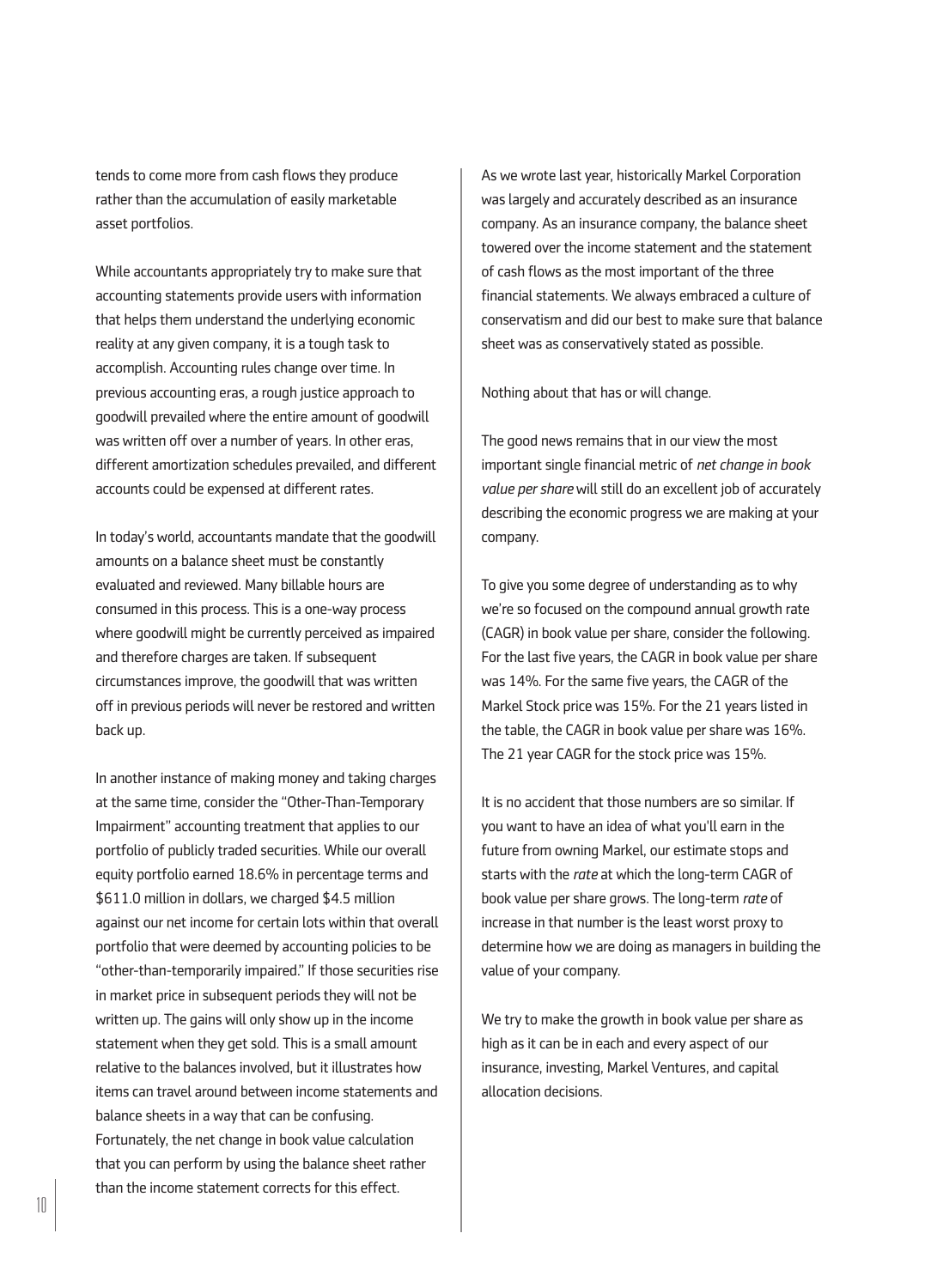tends to come more from cash flows they produce rather than the accumulation of easily marketable asset portfolios.

While accountants appropriately try to make sure that accounting statements provide users with information that helps them understand the underlying economic reality at any given company, it is a tough task to accomplish. Accounting rules change over time. In previous accounting eras, a rough justice approach to goodwill prevailed where the entire amount of goodwill was written off over a number of years. In other eras, different amortization schedules prevailed, and different accounts could be expensed at different rates.

In today's world, accountants mandate that the goodwill amounts on a balance sheet must be constantly evaluated and reviewed. Many billable hours are consumed in this process. This is a one-way process where goodwill might be currently perceived as impaired and therefore charges are taken. If subsequent circumstances improve, the goodwill that was written off in previous periods will never be restored and written back up.

In another instance of making money and taking charges at the same time, consider the "Other-Than-Temporary Impairment" accounting treatment that applies to our portfolio of publicly traded securities. While our overall equity portfolio earned 18.6% in percentage terms and $611.0 million in dollars, we charged $4.5 million against our net income for certain lots within that overall portfolio that were deemed by accounting policies to be "other-than-temporarily impaired." If those securities rise in market price in subsequent periods they will not be written up. The gains will only show up in the income statement when they get sold. This is a small amount relative to the balances involved, but it illustrates how items can travel around between income statements and balance sheets in a way that can be confusing. Fortunately, the net change in book value calculation that you can perform by using the balance sheet rather than the income statement corrects for this effect.

As we wrote last year, historically Markel Corporation was largely and accurately described as an insurance company. As an insurance company, the balance sheet towered over the income statement and the statement of cash flows as the most important of the three financial statements. We always embraced a culture of conservatism and did our best to make sure that balance sheet was as conservatively stated as possible.

Nothing about that has or will change.

The good news remains that in our view the most important single financial metric of *net change in book value per share* will still do an excellent job of accurately describing the economic progress we are making at your company.

To give you some degree of understanding as to why we're so focused on the compound annual growth rate (CAGR) in book value per share, consider the following. For the last five years, the CAGR in book value per share was 14%. For the same five years, the CAGR of the Markel Stock price was 15%. For the 21 years listed in the table, the CAGR in book value per share was 16%. The 21 year CAGR for the stock price was 15%.

It is no accident that those numbers are so similar. If you want to have an idea of what you'll earn in the future from owning Markel, our estimate stops and starts with the *rate* at which the long-term CAGR of book value per share grows. The long-term *rate* of increase in that number is the least worst proxy to determine how we are doing as managers in building the value of your company.

We try to make the growth in book value per share as high as it can be in each and every aspect of our insurance, investing, Markel Ventures, and capital allocation decisions.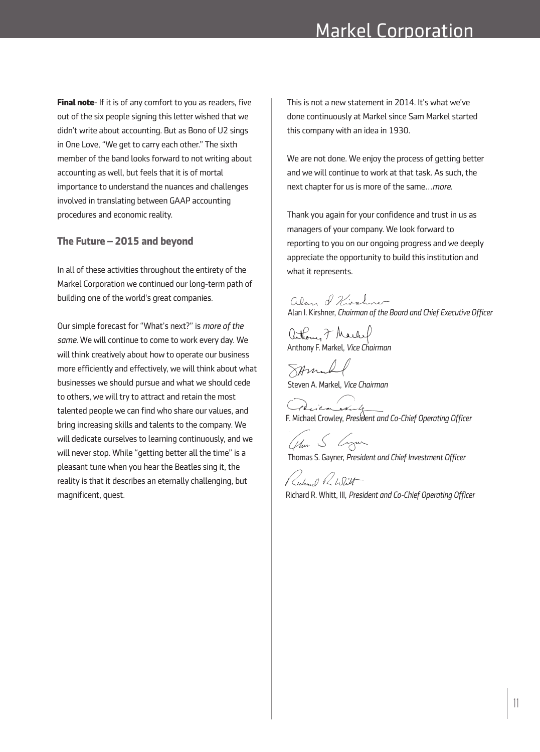**Final note**- If it is of any comfort to you as readers, five out of the six people signing this letter wished that we didn't write about accounting. But as Bono of U2 sings in One Love, "We get to carry each other." The sixth member of the band looks forward to not writing about accounting as well, but feels that it is of mortal importance to understand the nuances and challenges involved in translating between GAAP accounting procedures and economic reality.

## The Future – 2015 and beyond

In all of these activities throughout the entirety of the Markel Corporation we continued our long-term path of building one of the world's great companies.

Our simple forecast for "What's next?" is *more of the same*. We will continue to come to work every day. We will think creatively about how to operate our business more efficiently and effectively, we will think about what businesses we should pursue and what we should cede to others, we will try to attract and retain the most talented people we can find who share our values, and bring increasing skills and talents to the company. We will dedicate ourselves to learning continuously, and we will never stop. While "getting better all the time" is a pleasant tune when you hear the Beatles sing it, the reality is that it describes an eternally challenging, but magnificent, quest.

This is not a new statement in 2014. It's what we've done continuously at Markel since Sam Markel started this company with an idea in 1930.

We are not done. We enjoy the process of getting better and we will continue to work at that task. As such, the next chapter for us is more of the same…*more*.

Thank you again for your confidence and trust in us as managers of your company. We look forward to reporting to you on our ongoing progress and we deeply appreciate the opportunity to build this institution and what it represents.

Alan I. Kirshner, *Chairman of the Board and Chief Executive Officer*

Anthony F. Markel, *Vice Chairman*

Steven A. Markel, *Vice Chairman*

F. Michael Crowley, *President and Co-Chief Operating Officer*

Thomas S. Gayner, *President and Chief Investment Officer*

Richard R. Whitt, III, *President and Co-Chief Operating Officer*